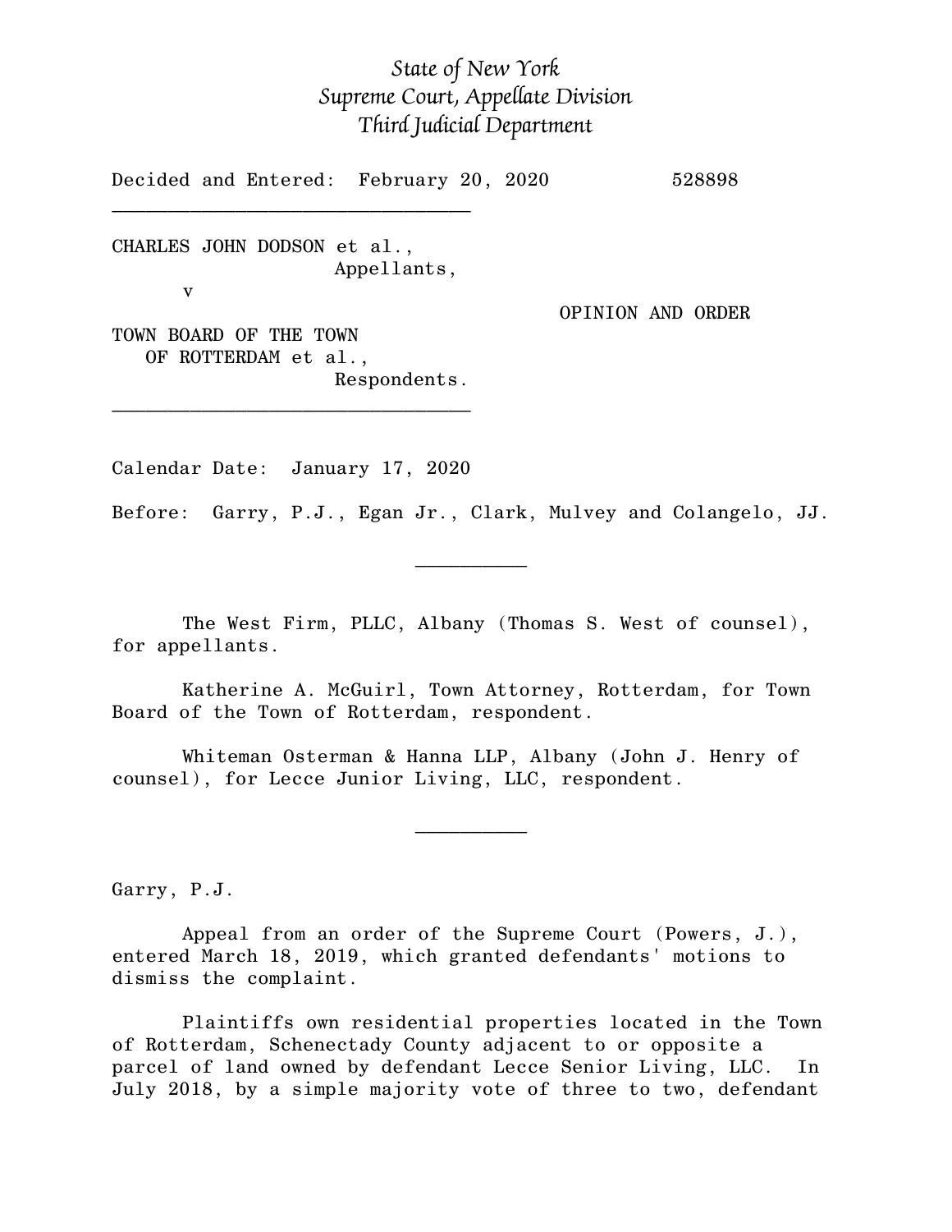*State of New York*
*Supreme Court, Appellate Division*
*Third Judicial Department*

Decided and Entered: February 20, 2020 528898

---

CHARLES JOHN DODSON et al.,
Appellants,
v

OPINION AND ORDER

TOWN BOARD OF THE TOWN
OF ROTTERDAM et al.,
Respondents.

---

Calendar Date: January 17, 2020

Before: Garry, P.J., Egan Jr., Clark, Mulvey and Colangelo, JJ.

---

The West Firm, PLLC, Albany (Thomas S. West of counsel), for appellants.

Katherine A. McGuirl, Town Attorney, Rotterdam, for Town Board of the Town of Rotterdam, respondent.

Whiteman Osterman & Hanna LLP, Albany (John J. Henry of counsel), for Lecce Junior Living, LLC, respondent.

---

Garry, P.J.

Appeal from an order of the Supreme Court (Powers, J.), entered March 18, 2019, which granted defendants' motions to dismiss the complaint.

Plaintiffs own residential properties located in the Town of Rotterdam, Schenectady County adjacent to or opposite a parcel of land owned by defendant Lecce Senior Living, LLC. In July 2018, by a simple majority vote of three to two, defendant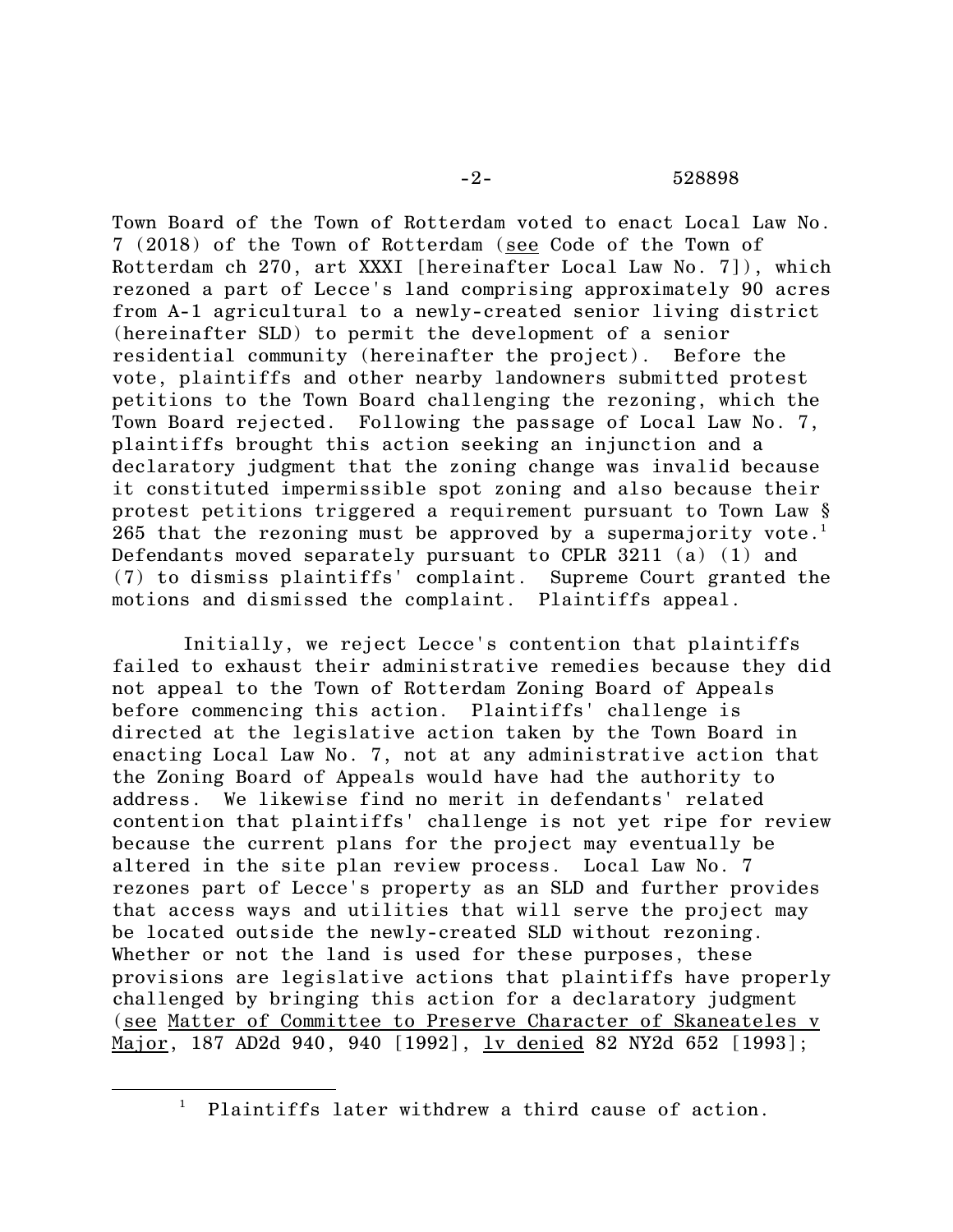Town Board of the Town of Rotterdam voted to enact Local Law No. 7 (2018) of the Town of Rotterdam (see Code of the Town of Rotterdam ch 270, art XXXI [hereinafter Local Law No. 7]), which rezoned a part of Lecce's land comprising approximately 90 acres from A-1 agricultural to a newly-created senior living district (hereinafter SLD) to permit the development of a senior residential community (hereinafter the project). Before the vote, plaintiffs and other nearby landowners submitted protest petitions to the Town Board challenging the rezoning, which the Town Board rejected. Following the passage of Local Law No. 7, plaintiffs brought this action seeking an injunction and a declaratory judgment that the zoning change was invalid because it constituted impermissible spot zoning and also because their protest petitions triggered a requirement pursuant to Town Law § 265 that the rezoning must be approved by a supermajority vote.[1] Defendants moved separately pursuant to CPLR 3211 (a) (1) and (7) to dismiss plaintiffs' complaint. Supreme Court granted the motions and dismissed the complaint. Plaintiffs appeal.

Initially, we reject Lecce's contention that plaintiffs failed to exhaust their administrative remedies because they did not appeal to the Town of Rotterdam Zoning Board of Appeals before commencing this action. Plaintiffs' challenge is directed at the legislative action taken by the Town Board in enacting Local Law No. 7, not at any administrative action that the Zoning Board of Appeals would have had the authority to address. We likewise find no merit in defendants' related contention that plaintiffs' challenge is not yet ripe for review because the current plans for the project may eventually be altered in the site plan review process. Local Law No. 7 rezones part of Lecce's property as an SLD and further provides that access ways and utilities that will serve the project may be located outside the newly-created SLD without rezoning. Whether or not the land is used for these purposes, these provisions are legislative actions that plaintiffs have properly challenged by bringing this action for a declaratory judgment (see Matter of Committee to Preserve Character of Skaneateles v Major, 187 AD2d 940, 940 [1992], lv denied 82 NY2d 652 [1993];

---

[1] Plaintiffs later withdrew a third cause of action.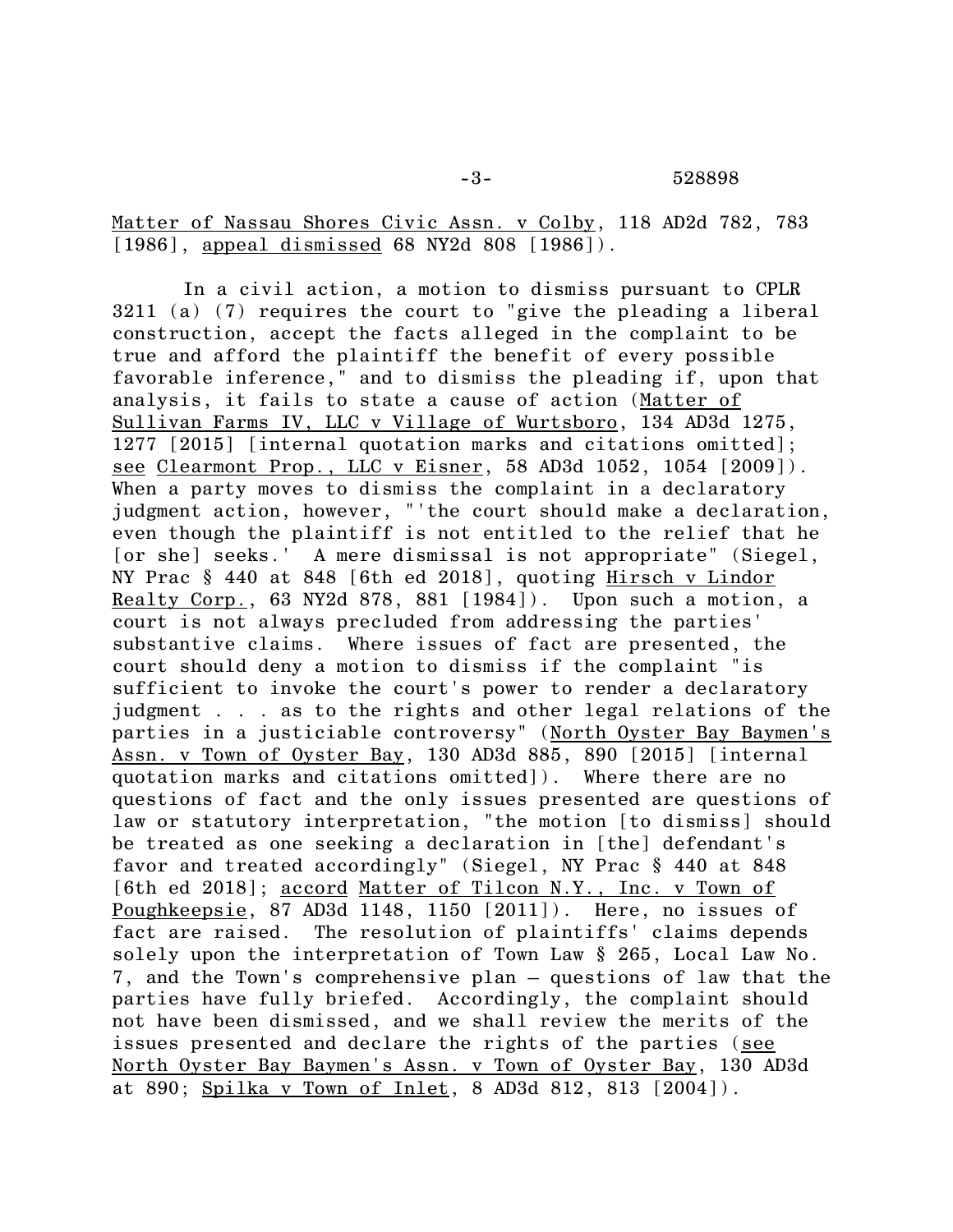Matter of Nassau Shores Civic Assn. v Colby, 118 AD2d 782, 783 [1986], appeal dismissed 68 NY2d 808 [1986]).

In a civil action, a motion to dismiss pursuant to CPLR 3211 (a) (7) requires the court to "give the pleading a liberal construction, accept the facts alleged in the complaint to be true and afford the plaintiff the benefit of every possible favorable inference," and to dismiss the pleading if, upon that analysis, it fails to state a cause of action (Matter of Sullivan Farms IV, LLC v Village of Wurtsboro, 134 AD3d 1275, 1277 [2015] [internal quotation marks and citations omitted]; see Clearmont Prop., LLC v Eisner, 58 AD3d 1052, 1054 [2009]). When a party moves to dismiss the complaint in a declaratory judgment action, however, "'the court should make a declaration, even though the plaintiff is not entitled to the relief that he [or she] seeks.' A mere dismissal is not appropriate" (Siegel, NY Prac § 440 at 848 [6th ed 2018], quoting Hirsch v Lindor Realty Corp., 63 NY2d 878, 881 [1984]). Upon such a motion, a court is not always precluded from addressing the parties' substantive claims. Where issues of fact are presented, the court should deny a motion to dismiss if the complaint "is sufficient to invoke the court's power to render a declaratory judgment . . . as to the rights and other legal relations of the parties in a justiciable controversy" (North Oyster Bay Baymen's Assn. v Town of Oyster Bay, 130 AD3d 885, 890 [2015] [internal quotation marks and citations omitted]). Where there are no questions of fact and the only issues presented are questions of law or statutory interpretation, "the motion [to dismiss] should be treated as one seeking a declaration in [the] defendant's favor and treated accordingly" (Siegel, NY Prac § 440 at 848 [6th ed 2018]; accord Matter of Tilcon N.Y., Inc. v Town of Poughkeepsie, 87 AD3d 1148, 1150 [2011]). Here, no issues of fact are raised. The resolution of plaintiffs' claims depends solely upon the interpretation of Town Law § 265, Local Law No. 7, and the Town's comprehensive plan – questions of law that the parties have fully briefed. Accordingly, the complaint should not have been dismissed, and we shall review the merits of the issues presented and declare the rights of the parties (see North Oyster Bay Baymen's Assn. v Town of Oyster Bay, 130 AD3d at 890; Spilka v Town of Inlet, 8 AD3d 812, 813 [2004]).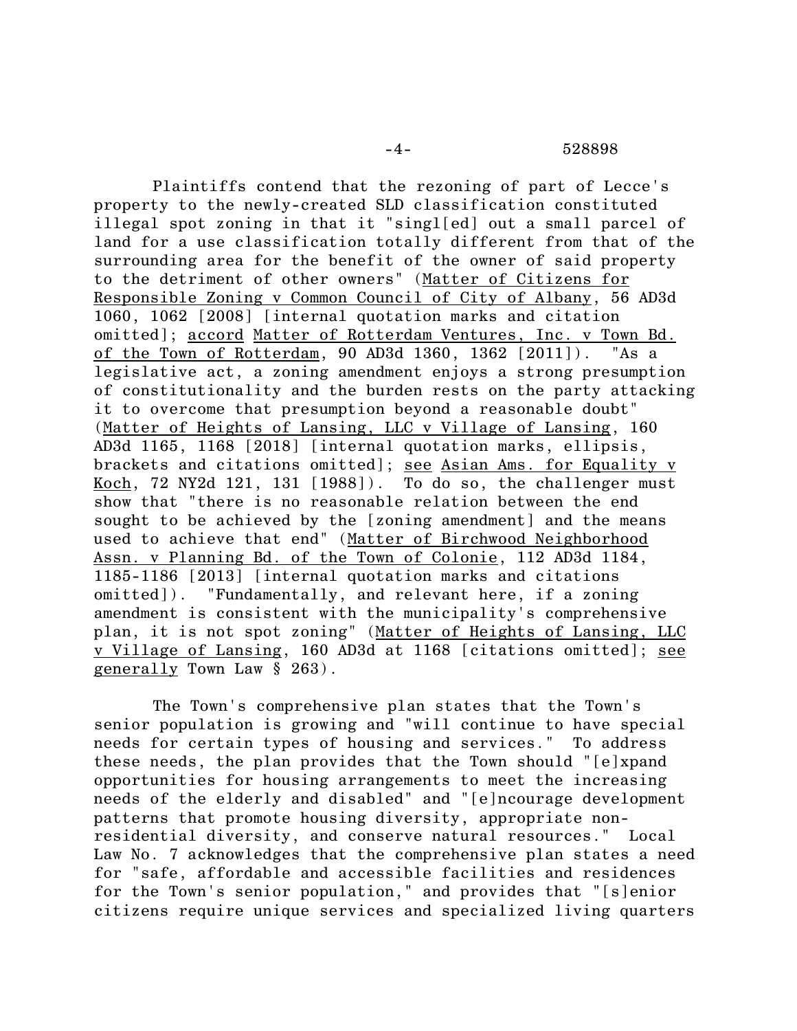Plaintiffs contend that the rezoning of part of Lecce's property to the newly-created SLD classification constituted illegal spot zoning in that it "singl[ed] out a small parcel of land for a use classification totally different from that of the surrounding area for the benefit of the owner of said property to the detriment of other owners" (Matter of Citizens for Responsible Zoning v Common Council of City of Albany, 56 AD3d 1060, 1062 [2008] [internal quotation marks and citation omitted]; accord Matter of Rotterdam Ventures, Inc. v Town Bd. of the Town of Rotterdam, 90 AD3d 1360, 1362 [2011]). "As a legislative act, a zoning amendment enjoys a strong presumption of constitutionality and the burden rests on the party attacking it to overcome that presumption beyond a reasonable doubt" (Matter of Heights of Lansing, LLC v Village of Lansing, 160 AD3d 1165, 1168 [2018] [internal quotation marks, ellipsis, brackets and citations omitted]; see Asian Ams. for Equality v Koch, 72 NY2d 121, 131 [1988]). To do so, the challenger must show that "there is no reasonable relation between the end sought to be achieved by the [zoning amendment] and the means used to achieve that end" (Matter of Birchwood Neighborhood Assn. v Planning Bd. of the Town of Colonie, 112 AD3d 1184, 1185-1186 [2013] [internal quotation marks and citations omitted]). "Fundamentally, and relevant here, if a zoning amendment is consistent with the municipality's comprehensive plan, it is not spot zoning" (Matter of Heights of Lansing, LLC v Village of Lansing, 160 AD3d at 1168 [citations omitted]; see generally Town Law § 263).

The Town's comprehensive plan states that the Town's senior population is growing and "will continue to have special needs for certain types of housing and services." To address these needs, the plan provides that the Town should "[e]xpand opportunities for housing arrangements to meet the increasing needs of the elderly and disabled" and "[e]ncourage development patterns that promote housing diversity, appropriate non-residential diversity, and conserve natural resources." Local Law No. 7 acknowledges that the comprehensive plan states a need for "safe, affordable and accessible facilities and residences for the Town's senior population," and provides that "[s]enior citizens require unique services and specialized living quarters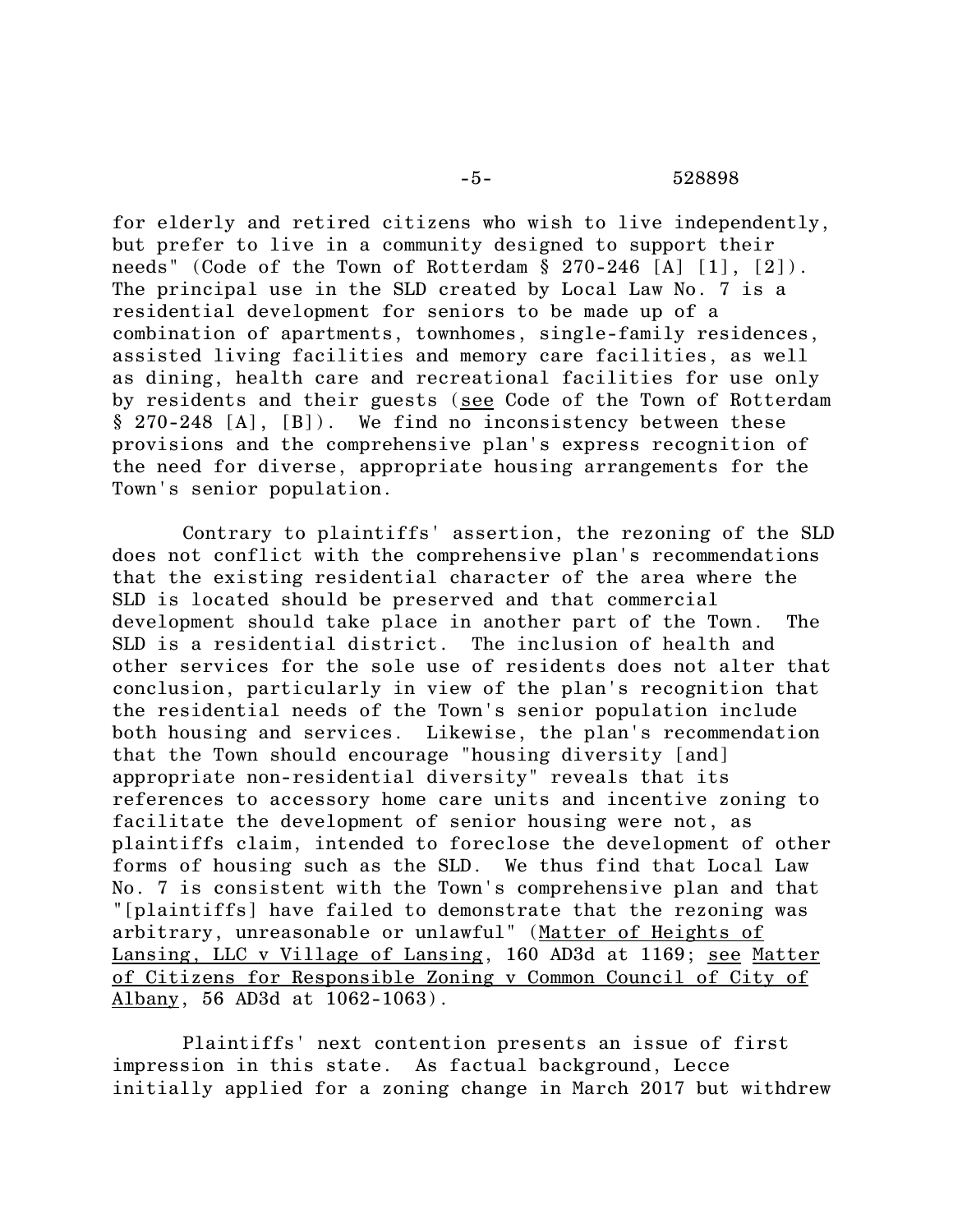for elderly and retired citizens who wish to live independently, but prefer to live in a community designed to support their needs" (Code of the Town of Rotterdam § 270-246 [A] [1], [2]). The principal use in the SLD created by Local Law No. 7 is a residential development for seniors to be made up of a combination of apartments, townhomes, single-family residences, assisted living facilities and memory care facilities, as well as dining, health care and recreational facilities for use only by residents and their guests (see Code of the Town of Rotterdam § 270-248 [A], [B]). We find no inconsistency between these provisions and the comprehensive plan's express recognition of the need for diverse, appropriate housing arrangements for the Town's senior population.

Contrary to plaintiffs' assertion, the rezoning of the SLD does not conflict with the comprehensive plan's recommendations that the existing residential character of the area where the SLD is located should be preserved and that commercial development should take place in another part of the Town. The SLD is a residential district. The inclusion of health and other services for the sole use of residents does not alter that conclusion, particularly in view of the plan's recognition that the residential needs of the Town's senior population include both housing and services. Likewise, the plan's recommendation that the Town should encourage "housing diversity [and] appropriate non-residential diversity" reveals that its references to accessory home care units and incentive zoning to facilitate the development of senior housing were not, as plaintiffs claim, intended to foreclose the development of other forms of housing such as the SLD. We thus find that Local Law No. 7 is consistent with the Town's comprehensive plan and that "[plaintiffs] have failed to demonstrate that the rezoning was arbitrary, unreasonable or unlawful" (Matter of Heights of Lansing, LLC v Village of Lansing, 160 AD3d at 1169; see Matter of Citizens for Responsible Zoning v Common Council of City of Albany, 56 AD3d at 1062-1063).

Plaintiffs' next contention presents an issue of first impression in this state. As factual background, Lecce initially applied for a zoning change in March 2017 but withdrew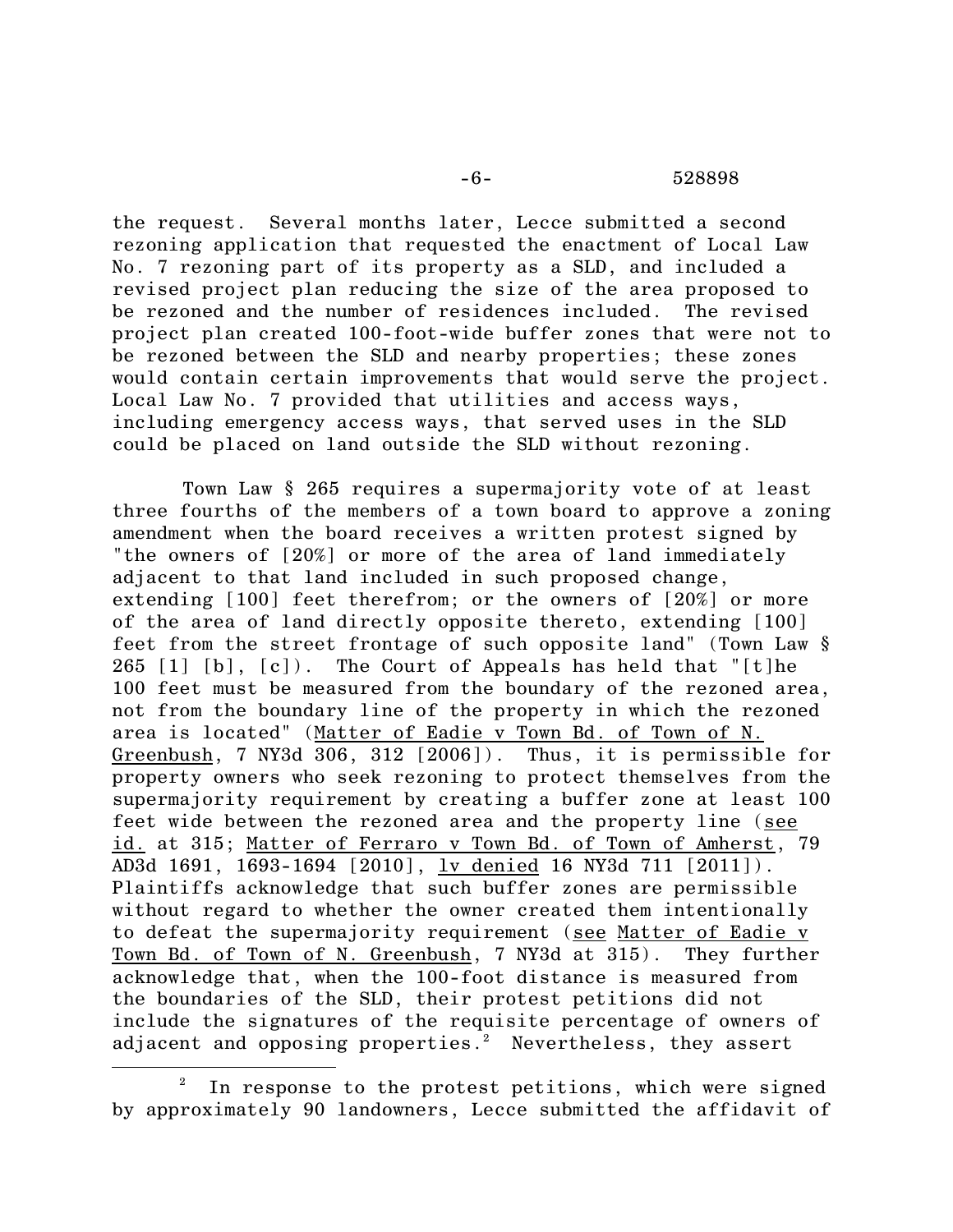the request. Several months later, Lecce submitted a second rezoning application that requested the enactment of Local Law No. 7 rezoning part of its property as a SLD, and included a revised project plan reducing the size of the area proposed to be rezoned and the number of residences included. The revised project plan created 100-foot-wide buffer zones that were not to be rezoned between the SLD and nearby properties; these zones would contain certain improvements that would serve the project. Local Law No. 7 provided that utilities and access ways, including emergency access ways, that served uses in the SLD could be placed on land outside the SLD without rezoning.

Town Law § 265 requires a supermajority vote of at least three fourths of the members of a town board to approve a zoning amendment when the board receives a written protest signed by "the owners of [20%] or more of the area of land immediately adjacent to that land included in such proposed change, extending [100] feet therefrom; or the owners of [20%] or more of the area of land directly opposite thereto, extending [100] feet from the street frontage of such opposite land" (Town Law § 265 [1] [b], [c]). The Court of Appeals has held that "[t]he 100 feet must be measured from the boundary of the rezoned area, not from the boundary line of the property in which the rezoned area is located" (Matter of Eadie v Town Bd. of Town of N. Greenbush, 7 NY3d 306, 312 [2006]). Thus, it is permissible for property owners who seek rezoning to protect themselves from the supermajority requirement by creating a buffer zone at least 100 feet wide between the rezoned area and the property line (see id. at 315; Matter of Ferraro v Town Bd. of Town of Amherst, 79 AD3d 1691, 1693-1694 [2010], lv denied 16 NY3d 711 [2011]). Plaintiffs acknowledge that such buffer zones are permissible without regard to whether the owner created them intentionally to defeat the supermajority requirement (see Matter of Eadie v Town Bd. of Town of N. Greenbush, 7 NY3d at 315). They further acknowledge that, when the 100-foot distance is measured from the boundaries of the SLD, their protest petitions did not include the signatures of the requisite percentage of owners of adjacent and opposing properties.[2] Nevertheless, they assert

[2] In response to the protest petitions, which were signed by approximately 90 landowners, Lecce submitted the affidavit of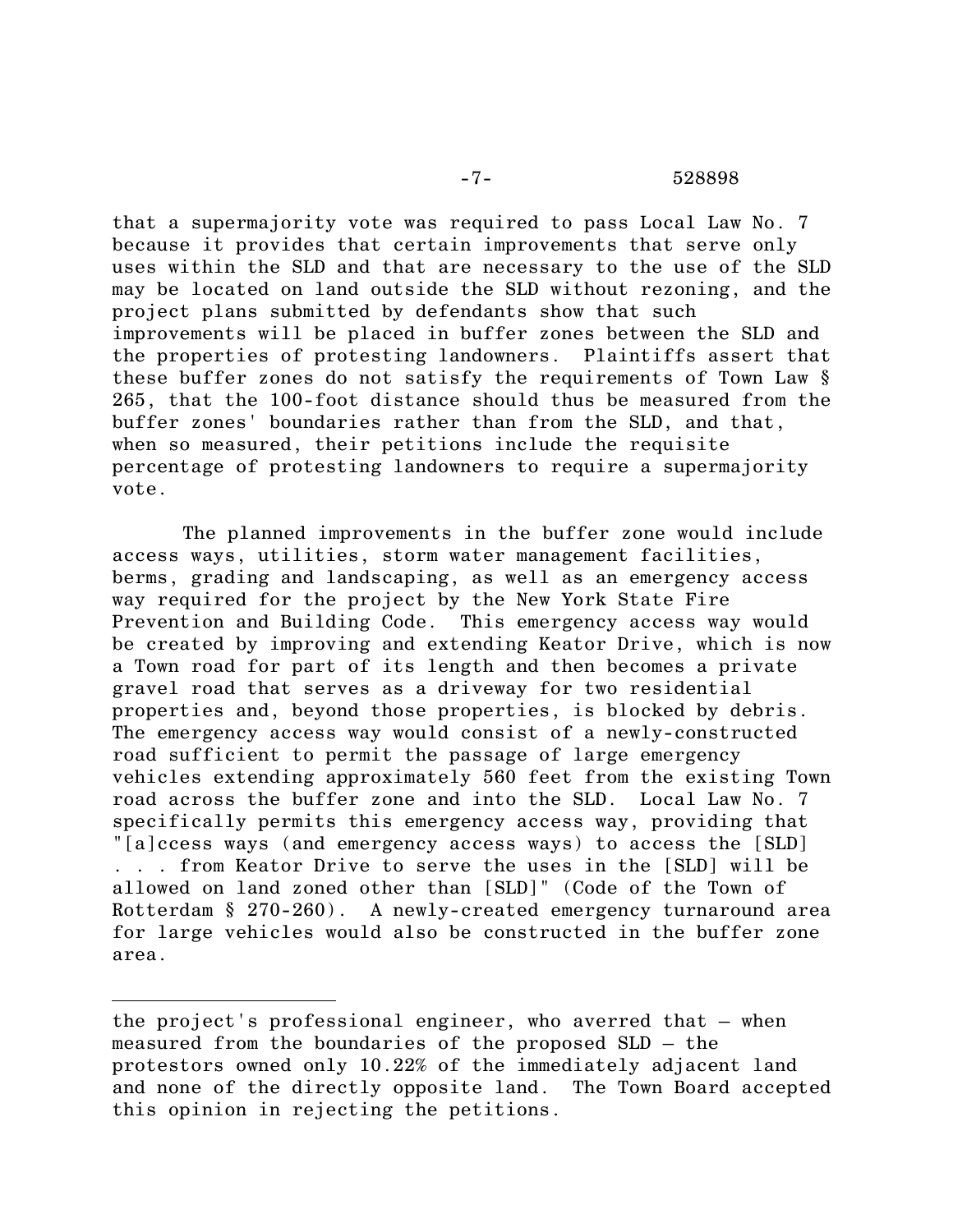that a supermajority vote was required to pass Local Law No. 7 because it provides that certain improvements that serve only uses within the SLD and that are necessary to the use of the SLD may be located on land outside the SLD without rezoning, and the project plans submitted by defendants show that such improvements will be placed in buffer zones between the SLD and the properties of protesting landowners. Plaintiffs assert that these buffer zones do not satisfy the requirements of Town Law § 265, that the 100-foot distance should thus be measured from the buffer zones' boundaries rather than from the SLD, and that, when so measured, their petitions include the requisite percentage of protesting landowners to require a supermajority vote.

The planned improvements in the buffer zone would include access ways, utilities, storm water management facilities, berms, grading and landscaping, as well as an emergency access way required for the project by the New York State Fire Prevention and Building Code. This emergency access way would be created by improving and extending Keator Drive, which is now a Town road for part of its length and then becomes a private gravel road that serves as a driveway for two residential properties and, beyond those properties, is blocked by debris. The emergency access way would consist of a newly-constructed road sufficient to permit the passage of large emergency vehicles extending approximately 560 feet from the existing Town road across the buffer zone and into the SLD. Local Law No. 7 specifically permits this emergency access way, providing that "[a]ccess ways (and emergency access ways) to access the [SLD] . . . from Keator Drive to serve the uses in the [SLD] will be allowed on land zoned other than [SLD]" (Code of the Town of Rotterdam § 270-260). A newly-created emergency turnaround area for large vehicles would also be constructed in the buffer zone area.

---

the project's professional engineer, who averred that – when measured from the boundaries of the proposed SLD – the protestors owned only 10.22% of the immediately adjacent land and none of the directly opposite land. The Town Board accepted this opinion in rejecting the petitions.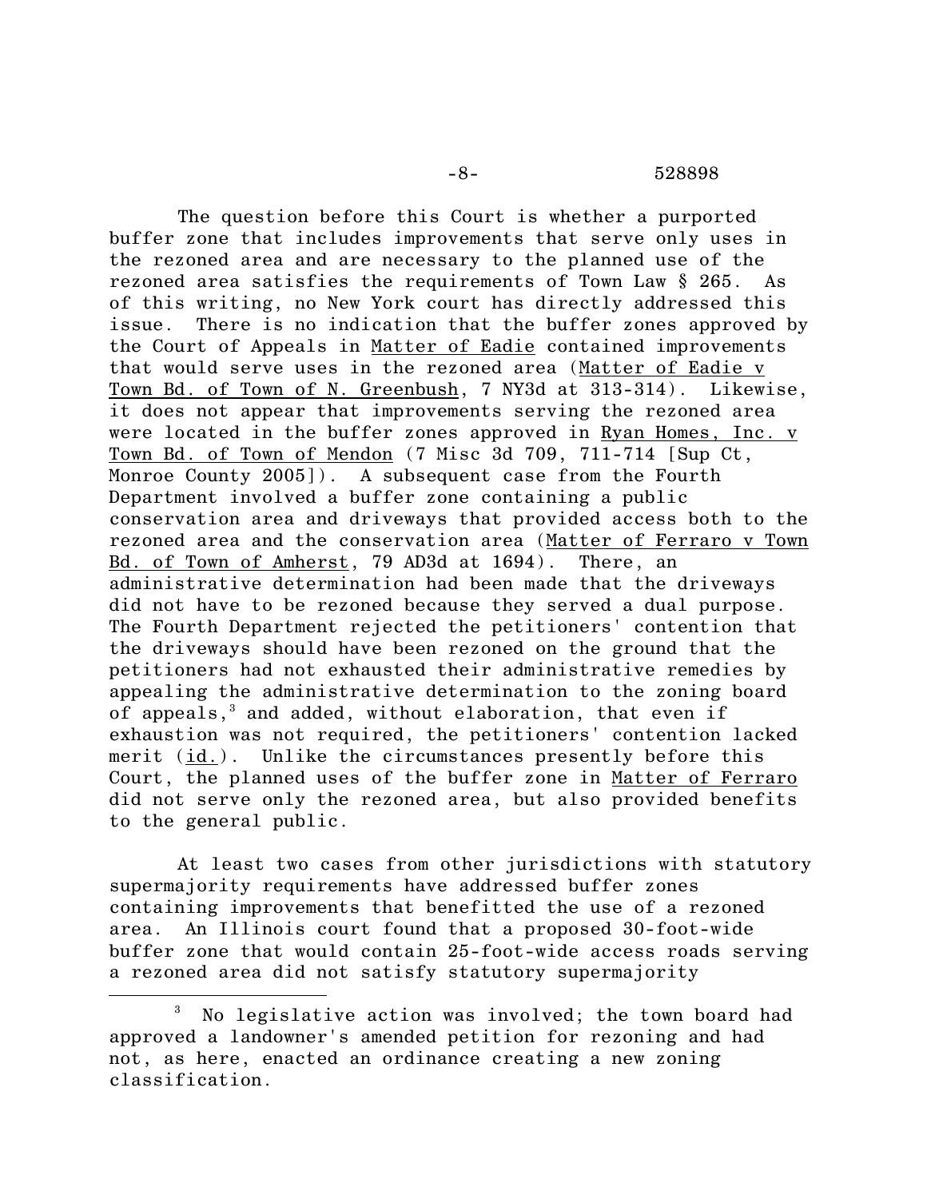The question before this Court is whether a purported buffer zone that includes improvements that serve only uses in the rezoned area and are necessary to the planned use of the rezoned area satisfies the requirements of Town Law § 265. As of this writing, no New York court has directly addressed this issue. There is no indication that the buffer zones approved by the Court of Appeals in Matter of Eadie contained improvements that would serve uses in the rezoned area (Matter of Eadie v Town Bd. of Town of N. Greenbush, 7 NY3d at 313-314). Likewise, it does not appear that improvements serving the rezoned area were located in the buffer zones approved in Ryan Homes, Inc. v Town Bd. of Town of Mendon (7 Misc 3d 709, 711-714 [Sup Ct, Monroe County 2005]). A subsequent case from the Fourth Department involved a buffer zone containing a public conservation area and driveways that provided access both to the rezoned area and the conservation area (Matter of Ferraro v Town Bd. of Town of Amherst, 79 AD3d at 1694). There, an administrative determination had been made that the driveways did not have to be rezoned because they served a dual purpose. The Fourth Department rejected the petitioners' contention that the driveways should have been rezoned on the ground that the petitioners had not exhausted their administrative remedies by appealing the administrative determination to the zoning board of appeals,[3] and added, without elaboration, that even if exhaustion was not required, the petitioners' contention lacked merit (id.). Unlike the circumstances presently before this Court, the planned uses of the buffer zone in Matter of Ferraro did not serve only the rezoned area, but also provided benefits to the general public.

At least two cases from other jurisdictions with statutory supermajority requirements have addressed buffer zones containing improvements that benefitted the use of a rezoned area. An Illinois court found that a proposed 30-foot-wide buffer zone that would contain 25-foot-wide access roads serving a rezoned area did not satisfy statutory supermajority

---

[3] No legislative action was involved; the town board had approved a landowner's amended petition for rezoning and had not, as here, enacted an ordinance creating a new zoning classification.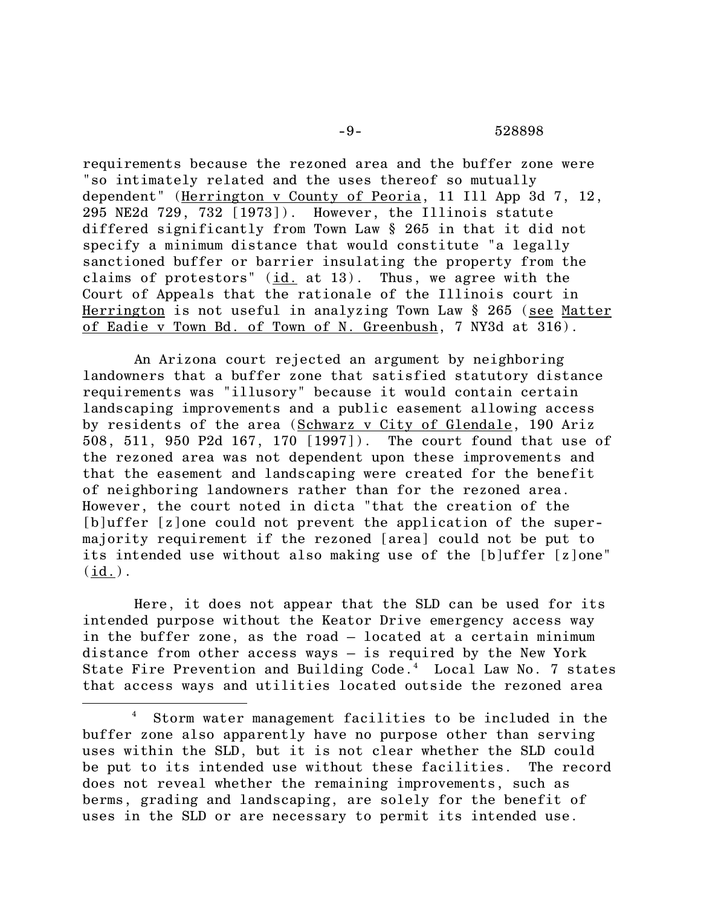requirements because the rezoned area and the buffer zone were "so intimately related and the uses thereof so mutually dependent" (Herrington v County of Peoria, 11 Ill App 3d 7, 12, 295 NE2d 729, 732 [1973]). However, the Illinois statute differed significantly from Town Law § 265 in that it did not specify a minimum distance that would constitute "a legally sanctioned buffer or barrier insulating the property from the claims of protestors" (id. at 13). Thus, we agree with the Court of Appeals that the rationale of the Illinois court in Herrington is not useful in analyzing Town Law § 265 (see Matter of Eadie v Town Bd. of Town of N. Greenbush, 7 NY3d at 316).

An Arizona court rejected an argument by neighboring landowners that a buffer zone that satisfied statutory distance requirements was "illusory" because it would contain certain landscaping improvements and a public easement allowing access by residents of the area (Schwarz v City of Glendale, 190 Ariz 508, 511, 950 P2d 167, 170 [1997]). The court found that use of the rezoned area was not dependent upon these improvements and that the easement and landscaping were created for the benefit of neighboring landowners rather than for the rezoned area. However, the court noted in dicta "that the creation of the [b]uffer [z]one could not prevent the application of the super-majority requirement if the rezoned [area] could not be put to its intended use without also making use of the [b]uffer [z]one" (id.).

Here, it does not appear that the SLD can be used for its intended purpose without the Keator Drive emergency access way in the buffer zone, as the road – located at a certain minimum distance from other access ways – is required by the New York State Fire Prevention and Building Code.[4] Local Law No. 7 states that access ways and utilities located outside the rezoned area

[4] Storm water management facilities to be included in the buffer zone also apparently have no purpose other than serving uses within the SLD, but it is not clear whether the SLD could be put to its intended use without these facilities. The record does not reveal whether the remaining improvements, such as berms, grading and landscaping, are solely for the benefit of uses in the SLD or are necessary to permit its intended use.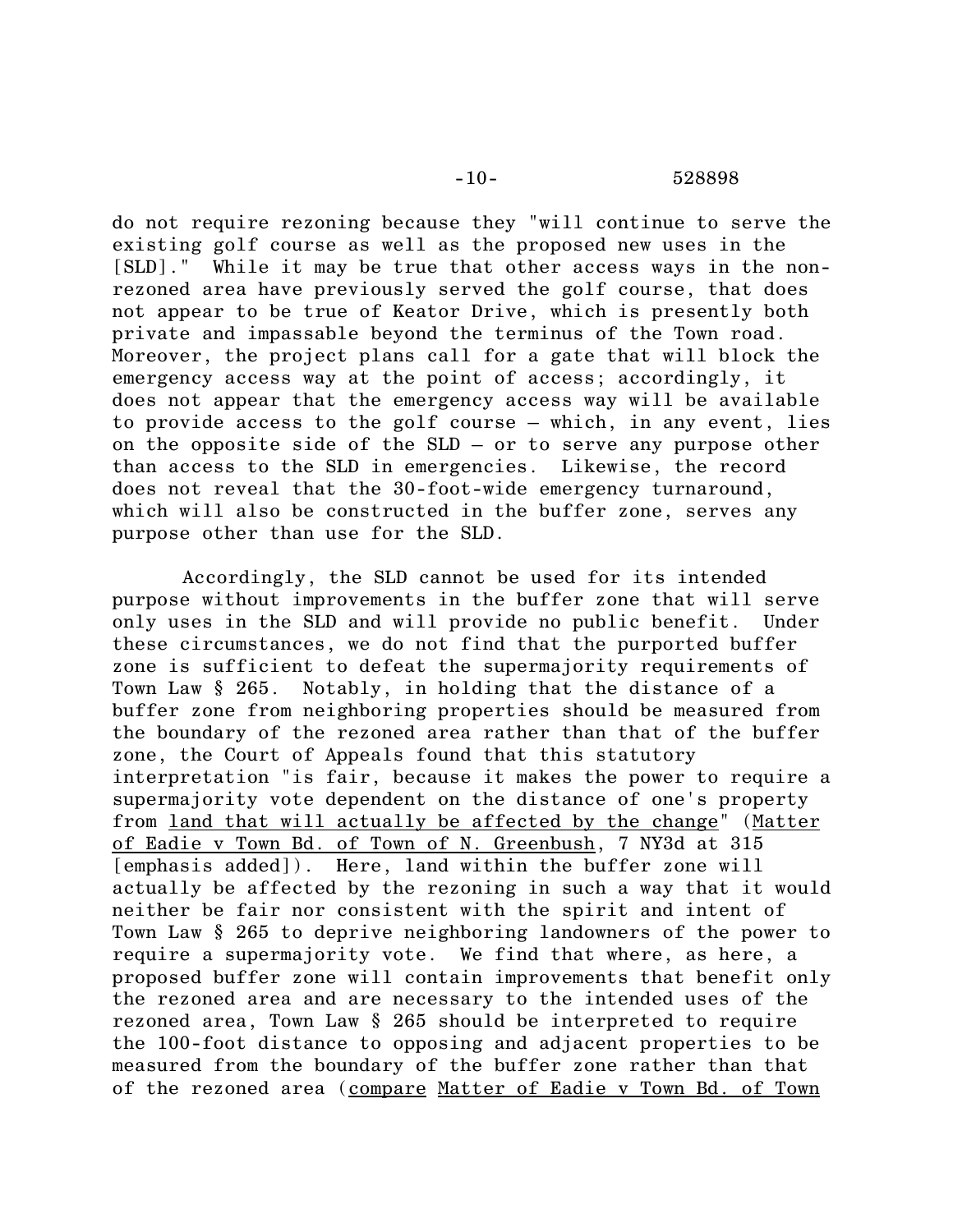do not require rezoning because they "will continue to serve the existing golf course as well as the proposed new uses in the [SLD]." While it may be true that other access ways in the non-rezoned area have previously served the golf course, that does not appear to be true of Keator Drive, which is presently both private and impassable beyond the terminus of the Town road. Moreover, the project plans call for a gate that will block the emergency access way at the point of access; accordingly, it does not appear that the emergency access way will be available to provide access to the golf course – which, in any event, lies on the opposite side of the SLD – or to serve any purpose other than access to the SLD in emergencies. Likewise, the record does not reveal that the 30-foot-wide emergency turnaround, which will also be constructed in the buffer zone, serves any purpose other than use for the SLD.

Accordingly, the SLD cannot be used for its intended purpose without improvements in the buffer zone that will serve only uses in the SLD and will provide no public benefit. Under these circumstances, we do not find that the purported buffer zone is sufficient to defeat the supermajority requirements of Town Law § 265. Notably, in holding that the distance of a buffer zone from neighboring properties should be measured from the boundary of the rezoned area rather than that of the buffer zone, the Court of Appeals found that this statutory interpretation "is fair, because it makes the power to require a supermajority vote dependent on the distance of one's property from <u>land that will actually be affected by the change</u>" (<u>Matter of Eadie v Town Bd. of Town of N. Greenbush</u>, 7 NY3d at 315 [emphasis added]). Here, land within the buffer zone will actually be affected by the rezoning in such a way that it would neither be fair nor consistent with the spirit and intent of Town Law § 265 to deprive neighboring landowners of the power to require a supermajority vote. We find that where, as here, a proposed buffer zone will contain improvements that benefit only the rezoned area and are necessary to the intended uses of the rezoned area, Town Law § 265 should be interpreted to require the 100-foot distance to opposing and adjacent properties to be measured from the boundary of the buffer zone rather than that of the rezoned area (<u>compare</u> <u>Matter of Eadie v Town Bd. of Town</u>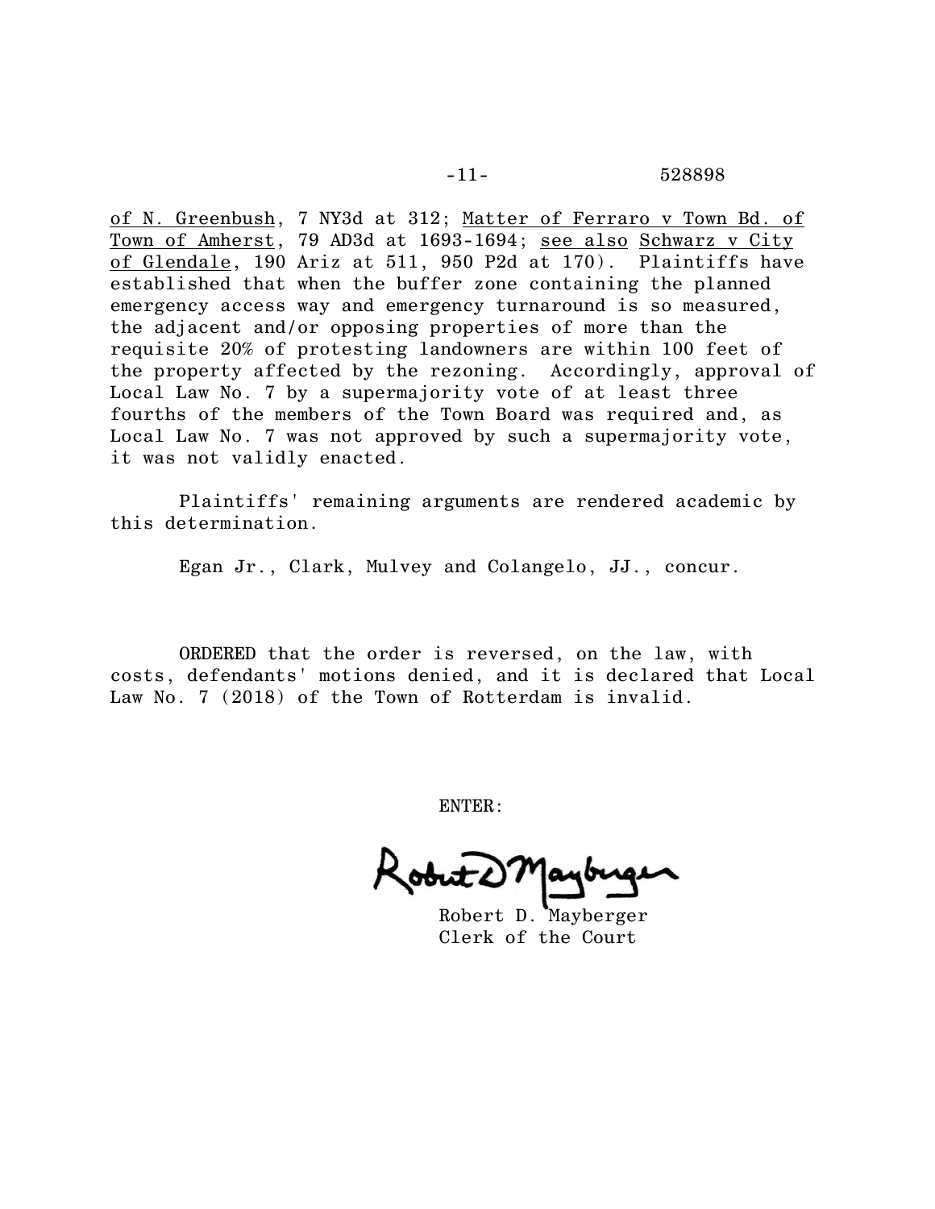of N. Greenbush, 7 NY3d at 312; Matter of Ferraro v Town Bd. of Town of Amherst, 79 AD3d at 1693-1694; see also Schwarz v City of Glendale, 190 Ariz at 511, 950 P2d at 170). Plaintiffs have established that when the buffer zone containing the planned emergency access way and emergency turnaround is so measured, the adjacent and/or opposing properties of more than the requisite 20% of protesting landowners are within 100 feet of the property affected by the rezoning. Accordingly, approval of Local Law No. 7 by a supermajority vote of at least three fourths of the members of the Town Board was required and, as Local Law No. 7 was not approved by such a supermajority vote, it was not validly enacted.

Plaintiffs' remaining arguments are rendered academic by this determination.

Egan Jr., Clark, Mulvey and Colangelo, JJ., concur.

ORDERED that the order is reversed, on the law, with costs, defendants' motions denied, and it is declared that Local Law No. 7 (2018) of the Town of Rotterdam is invalid.

ENTER:

Robert D. Mayberger
Clerk of the Court